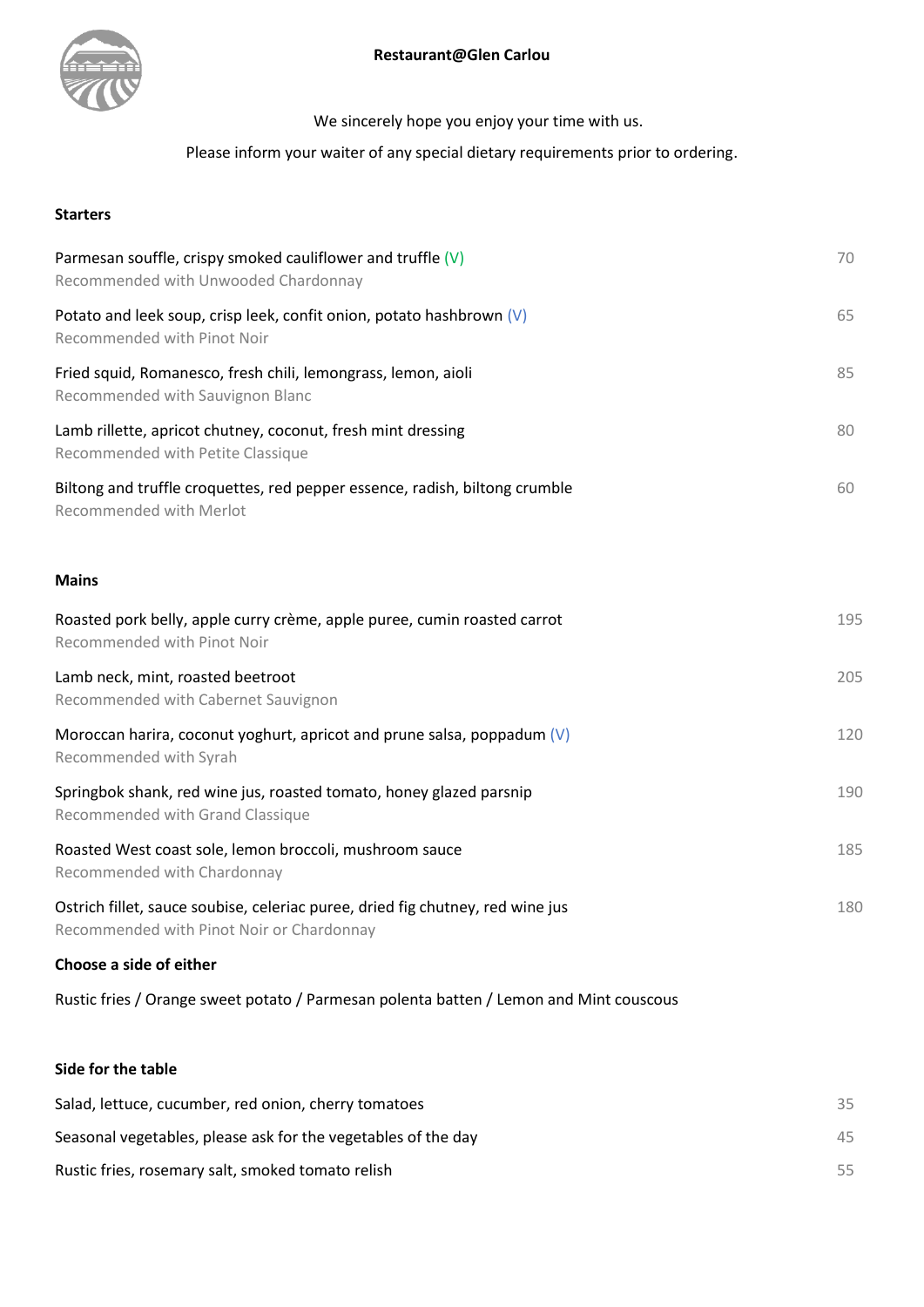# Restaurant@Glen Carlou

We sincerely hope you enjoy your time with us.

Please inform your waiter of any special dietary requirements prior to ordering.

## Starters

Parmesan souffle, crispy smoked cauliflower and truffle (V) — 70
Recommended with Unwooded Chardonnay

Potato and leek soup, crisp leek, confit onion, potato hashbrown (V) — 65
Recommended with Pinot Noir

Fried squid, Romanesco, fresh chili, lemongrass, lemon, aioli — 85
Recommended with Sauvignon Blanc

Lamb rillette, apricot chutney, coconut, fresh mint dressing — 80
Recommended with Petite Classique

Biltong and truffle croquettes, red pepper essence, radish, biltong crumble — 60
Recommended with Merlot

## Mains

Roasted pork belly, apple curry crème, apple puree, cumin roasted carrot — 195
Recommended with Pinot Noir

Lamb neck, mint, roasted beetroot — 205
Recommended with Cabernet Sauvignon

Moroccan harira, coconut yoghurt, apricot and prune salsa, poppadum (V) — 120
Recommended with Syrah

Springbok shank, red wine jus, roasted tomato, honey glazed parsnip — 190
Recommended with Grand Classique

Roasted West coast sole, lemon broccoli, mushroom sauce — 185
Recommended with Chardonnay

Ostrich fillet, sauce soubise, celeriac puree, dried fig chutney, red wine jus — 180
Recommended with Pinot Noir or Chardonnay

**Choose a side of either**

Rustic fries / Orange sweet potato / Parmesan polenta batten / Lemon and Mint couscous

## Side for the table

Salad, lettuce, cucumber, red onion, cherry tomatoes — 35

Seasonal vegetables, please ask for the vegetables of the day — 45

Rustic fries, rosemary salt, smoked tomato relish — 55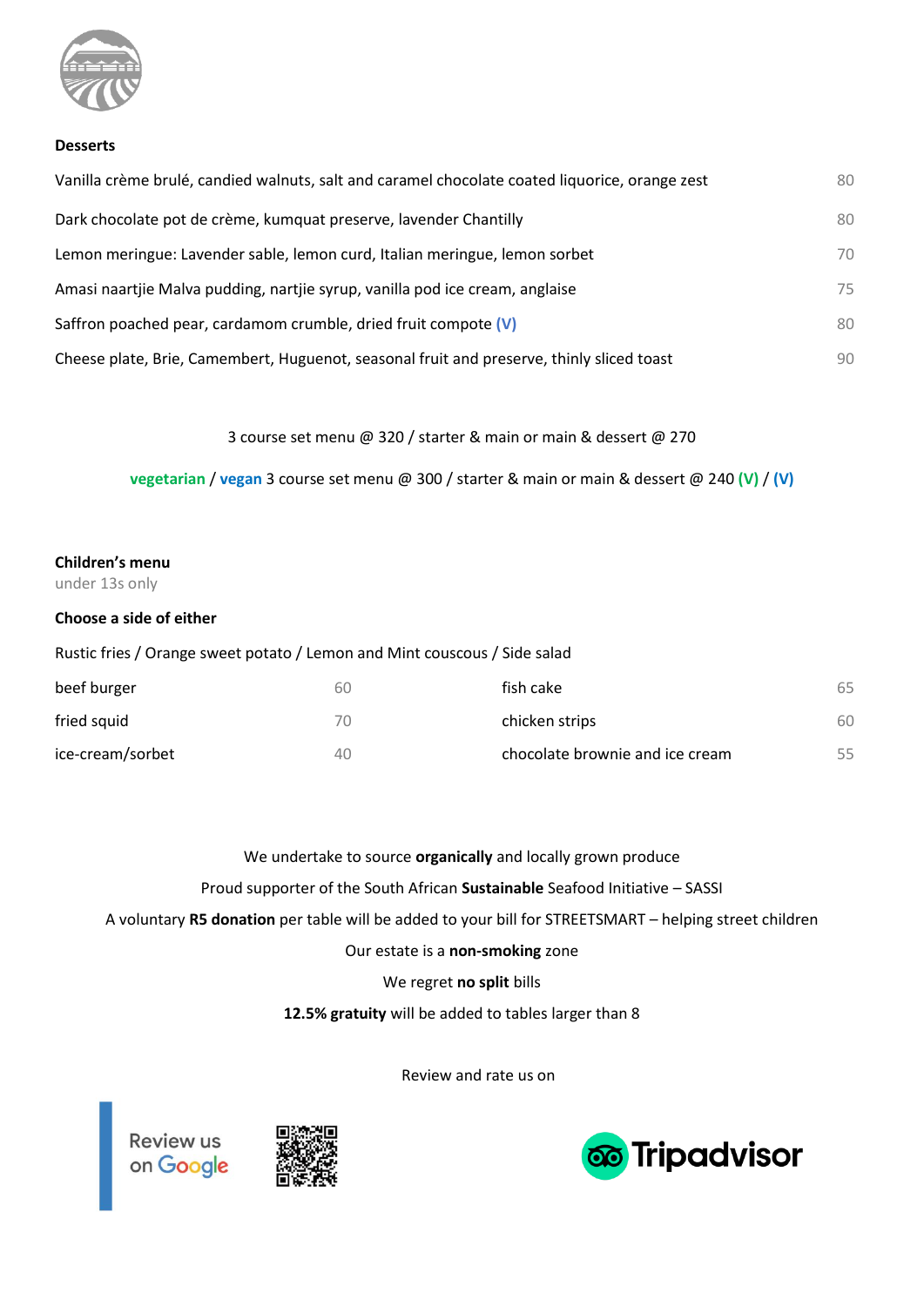## Desserts

| | |
|---|---|
| Vanilla crème brulé, candied walnuts, salt and caramel chocolate coated liquorice, orange zest | 80 |
| Dark chocolate pot de crème, kumquat preserve, lavender Chantilly | 80 |
| Lemon meringue: Lavender sable, lemon curd, Italian meringue, lemon sorbet | 70 |
| Amasi naartjie Malva pudding, nartjie syrup, vanilla pod ice cream, anglaise | 75 |
| Saffron poached pear, cardamom crumble, dried fruit compote (V) | 80 |
| Cheese plate, Brie, Camembert, Huguenot, seasonal fruit and preserve, thinly sliced toast | 90 |

3 course set menu @ 320 / starter & main or main & dessert @ 270

vegetarian / vegan 3 course set menu @ 300 / starter & main or main & dessert @ 240 (V) / (V)

## Children's menu

under 13s only

**Choose a side of either**

Rustic fries / Orange sweet potato / Lemon and Mint couscous / Side salad

| | | | |
|---|---|---|---|
| beef burger | 60 | fish cake | 65 |
| fried squid | 70 | chicken strips | 60 |
| ice-cream/sorbet | 40 | chocolate brownie and ice cream | 55 |

We undertake to source **organically** and locally grown produce

Proud supporter of the South African **Sustainable** Seafood Initiative – SASSI

A voluntary **R5 donation** per table will be added to your bill for STREETSMART – helping street children

Our estate is a **non-smoking** zone

We regret **no split** bills

**12.5% gratuity** will be added to tables larger than 8

Review and rate us on

Review us on Google

Tripadvisor